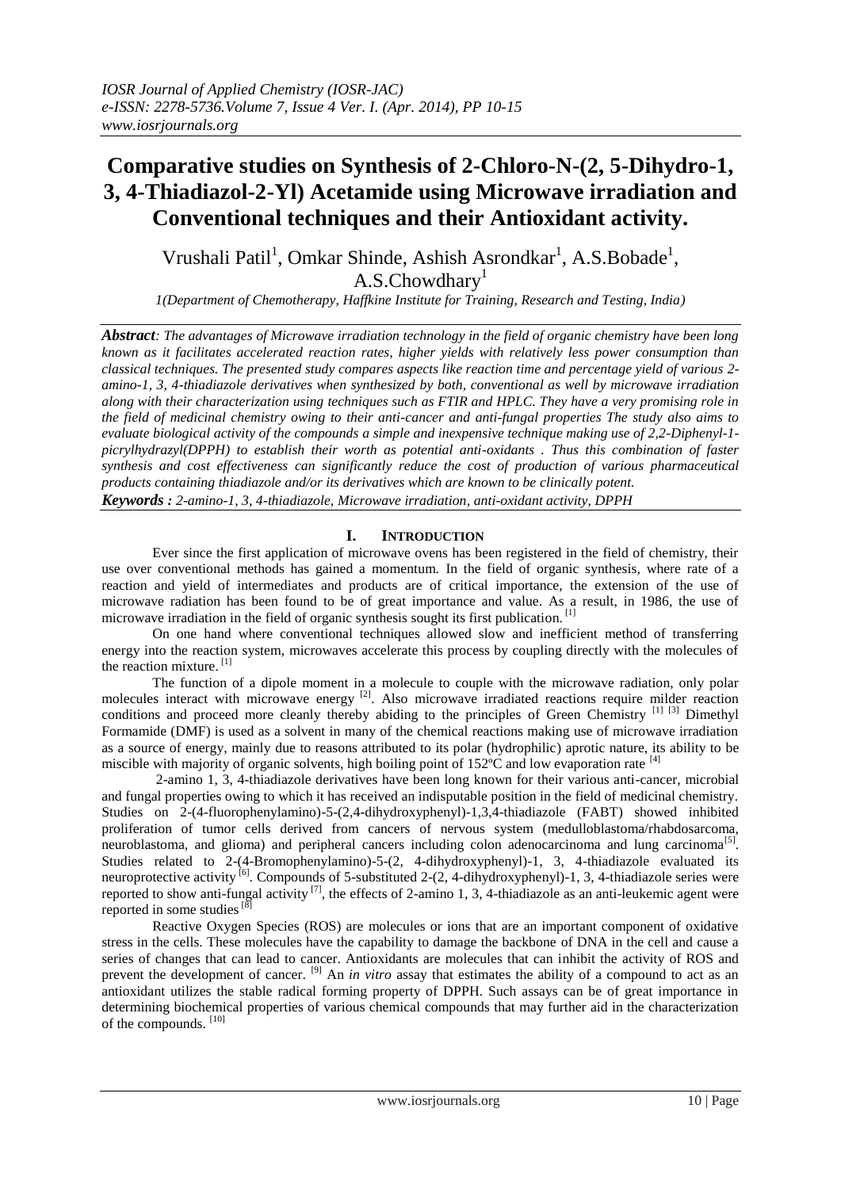# Comparative studies on Synthesis of 2-Chloro-N-(2, 5-Dihydro-1, 3, 4-Thiadiazol-2-Yl) Acetamide using Microwave irradiation and Conventional techniques and their Antioxidant activity.

Vrushali Patil[1], Omkar Shinde, Ashish Asrondkar[1], A.S.Bobade[1], A.S.Chowdhary[1]

*1(Department of Chemotherapy, Haffkine Institute for Training, Research and Testing, India)*

***Abstract****: The advantages of Microwave irradiation technology in the field of organic chemistry have been long known as it facilitates accelerated reaction rates, higher yields with relatively less power consumption than classical techniques. The presented study compares aspects like reaction time and percentage yield of various 2-amino-1, 3, 4-thiadiazole derivatives when synthesized by both, conventional as well by microwave irradiation along with their characterization using techniques such as FTIR and HPLC. They have a very promising role in the field of medicinal chemistry owing to their anti-cancer and anti-fungal properties The study also aims to evaluate biological activity of the compounds a simple and inexpensive technique making use of 2,2-Diphenyl-1-picrylhydrazyl(DPPH) to establish their worth as potential anti-oxidants . Thus this combination of faster synthesis and cost effectiveness can significantly reduce the cost of production of various pharmaceutical products containing thiadiazole and/or its derivatives which are known to be clinically potent.*

***Keywords :*** *2-amino-1, 3, 4-thiadiazole, Microwave irradiation, anti-oxidant activity, DPPH*

## I. INTRODUCTION

Ever since the first application of microwave ovens has been registered in the field of chemistry, their use over conventional methods has gained a momentum. In the field of organic synthesis, where rate of a reaction and yield of intermediates and products are of critical importance, the extension of the use of microwave radiation has been found to be of great importance and value. As a result, in 1986, the use of microwave irradiation in the field of organic synthesis sought its first publication. [1]

On one hand where conventional techniques allowed slow and inefficient method of transferring energy into the reaction system, microwaves accelerate this process by coupling directly with the molecules of the reaction mixture. [1]

The function of a dipole moment in a molecule to couple with the microwave radiation, only polar molecules interact with microwave energy [2]. Also microwave irradiated reactions require milder reaction conditions and proceed more cleanly thereby abiding to the principles of Green Chemistry [1] [3] Dimethyl Formamide (DMF) is used as a solvent in many of the chemical reactions making use of microwave irradiation as a source of energy, mainly due to reasons attributed to its polar (hydrophilic) aprotic nature, its ability to be miscible with majority of organic solvents, high boiling point of 152ºC and low evaporation rate [4]

2-amino 1, 3, 4-thiadiazole derivatives have been long known for their various anti-cancer, microbial and fungal properties owing to which it has received an indisputable position in the field of medicinal chemistry. Studies on 2-(4-fluorophenylamino)-5-(2,4-dihydroxyphenyl)-1,3,4-thiadiazole (FABT) showed inhibited proliferation of tumor cells derived from cancers of nervous system (medulloblastoma/rhabdosarcoma, neuroblastoma, and glioma) and peripheral cancers including colon adenocarcinoma and lung carcinoma[5]. Studies related to 2-(4-Bromophenylamino)-5-(2, 4-dihydroxyphenyl)-1, 3, 4-thiadiazole evaluated its neuroprotective activity [6]. Compounds of 5-substituted 2-(2, 4-dihydroxyphenyl)-1, 3, 4-thiadiazole series were reported to show anti-fungal activity [7], the effects of 2-amino 1, 3, 4-thiadiazole as an anti-leukemic agent were reported in some studies [8]

Reactive Oxygen Species (ROS) are molecules or ions that are an important component of oxidative stress in the cells. These molecules have the capability to damage the backbone of DNA in the cell and cause a series of changes that can lead to cancer. Antioxidants are molecules that can inhibit the activity of ROS and prevent the development of cancer. [9] An *in vitro* assay that estimates the ability of a compound to act as an antioxidant utilizes the stable radical forming property of DPPH. Such assays can be of great importance in determining biochemical properties of various chemical compounds that may further aid in the characterization of the compounds. [10]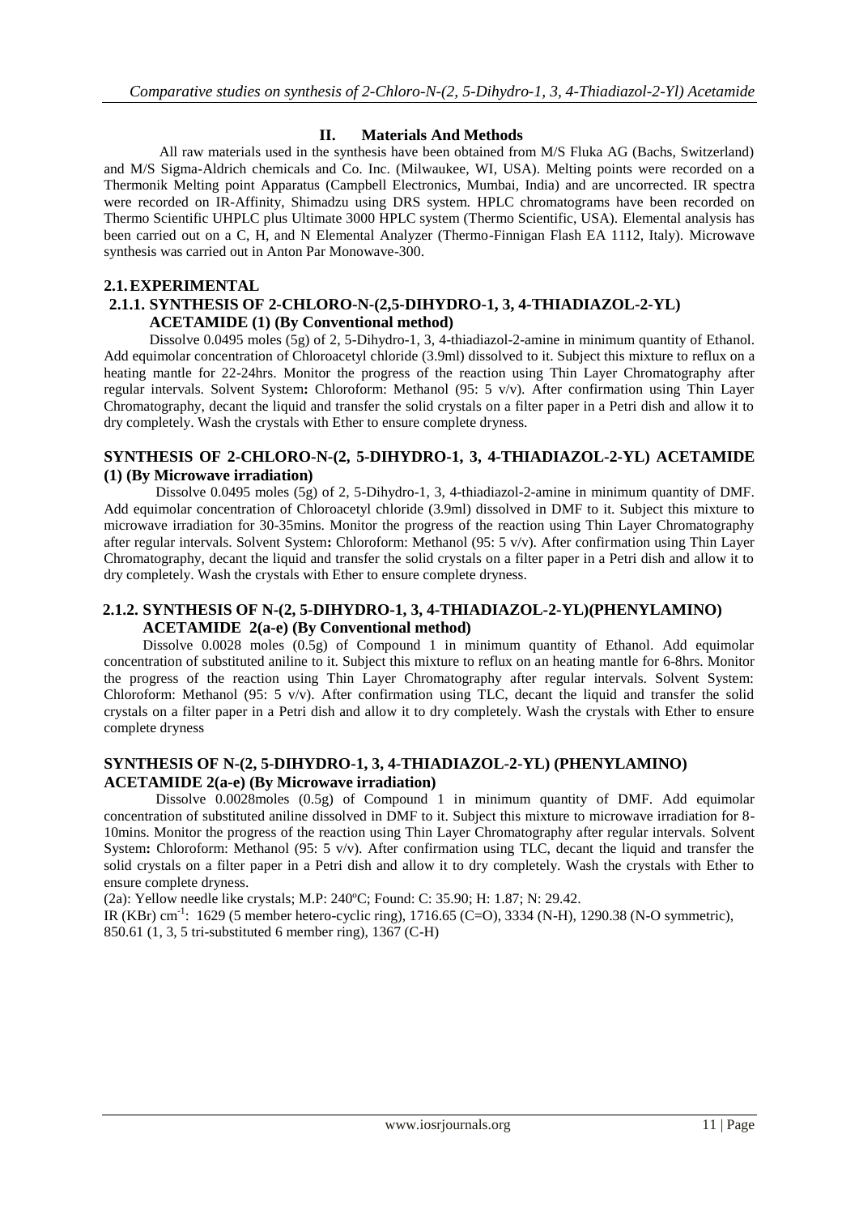## II. Materials And Methods

All raw materials used in the synthesis have been obtained from M/S Fluka AG (Bachs, Switzerland) and M/S Sigma-Aldrich chemicals and Co. Inc. (Milwaukee, WI, USA). Melting points were recorded on a Thermonik Melting point Apparatus (Campbell Electronics, Mumbai, India) and are uncorrected. IR spectra were recorded on IR-Affinity, Shimadzu using DRS system. HPLC chromatograms have been recorded on Thermo Scientific UHPLC plus Ultimate 3000 HPLC system (Thermo Scientific, USA). Elemental analysis has been carried out on a C, H, and N Elemental Analyzer (Thermo-Finnigan Flash EA 1112, Italy). Microwave synthesis was carried out in Anton Par Monowave-300.

### 2.1. EXPERIMENTAL

#### 2.1.1. SYNTHESIS OF 2-CHLORO-N-(2,5-DIHYDRO-1, 3, 4-THIADIAZOL-2-YL) ACETAMIDE (1) (By Conventional method)

Dissolve 0.0495 moles (5g) of 2, 5-Dihydro-1, 3, 4-thiadiazol-2-amine in minimum quantity of Ethanol. Add equimolar concentration of Chloroacetyl chloride (3.9ml) dissolved to it. Subject this mixture to reflux on a heating mantle for 22-24hrs. Monitor the progress of the reaction using Thin Layer Chromatography after regular intervals. Solvent System**:** Chloroform: Methanol (95: 5 v/v). After confirmation using Thin Layer Chromatography, decant the liquid and transfer the solid crystals on a filter paper in a Petri dish and allow it to dry completely. Wash the crystals with Ether to ensure complete dryness.

#### SYNTHESIS OF 2-CHLORO-N-(2, 5-DIHYDRO-1, 3, 4-THIADIAZOL-2-YL) ACETAMIDE (1) (By Microwave irradiation)

Dissolve 0.0495 moles (5g) of 2, 5-Dihydro-1, 3, 4-thiadiazol-2-amine in minimum quantity of DMF. Add equimolar concentration of Chloroacetyl chloride (3.9ml) dissolved in DMF to it. Subject this mixture to microwave irradiation for 30-35mins. Monitor the progress of the reaction using Thin Layer Chromatography after regular intervals. Solvent System**:** Chloroform: Methanol (95: 5 v/v). After confirmation using Thin Layer Chromatography, decant the liquid and transfer the solid crystals on a filter paper in a Petri dish and allow it to dry completely. Wash the crystals with Ether to ensure complete dryness.

#### 2.1.2. SYNTHESIS OF N-(2, 5-DIHYDRO-1, 3, 4-THIADIAZOL-2-YL)(PHENYLAMINO) ACETAMIDE 2(a-e) (By Conventional method)

Dissolve 0.0028 moles (0.5g) of Compound 1 in minimum quantity of Ethanol. Add equimolar concentration of substituted aniline to it. Subject this mixture to reflux on an heating mantle for 6-8hrs. Monitor the progress of the reaction using Thin Layer Chromatography after regular intervals. Solvent System: Chloroform: Methanol (95: 5 v/v). After confirmation using TLC, decant the liquid and transfer the solid crystals on a filter paper in a Petri dish and allow it to dry completely. Wash the crystals with Ether to ensure complete dryness

#### SYNTHESIS OF N-(2, 5-DIHYDRO-1, 3, 4-THIADIAZOL-2-YL) (PHENYLAMINO) ACETAMIDE 2(a-e) (By Microwave irradiation)

Dissolve 0.0028moles (0.5g) of Compound 1 in minimum quantity of DMF. Add equimolar concentration of substituted aniline dissolved in DMF to it. Subject this mixture to microwave irradiation for 8-10mins. Monitor the progress of the reaction using Thin Layer Chromatography after regular intervals. Solvent System**:** Chloroform: Methanol (95: 5 v/v). After confirmation using TLC, decant the liquid and transfer the solid crystals on a filter paper in a Petri dish and allow it to dry completely. Wash the crystals with Ether to ensure complete dryness.

(2a): Yellow needle like crystals; M.P: 240ºC; Found: C: 35.90; H: 1.87; N: 29.42.

IR (KBr) $cm^{-1}$: 1629 (5 member hetero-cyclic ring), 1716.65 (C=O), 3334 (N-H), 1290.38 (N-O symmetric), 850.61 (1, 3, 5 tri-substituted 6 member ring), 1367 (C-H)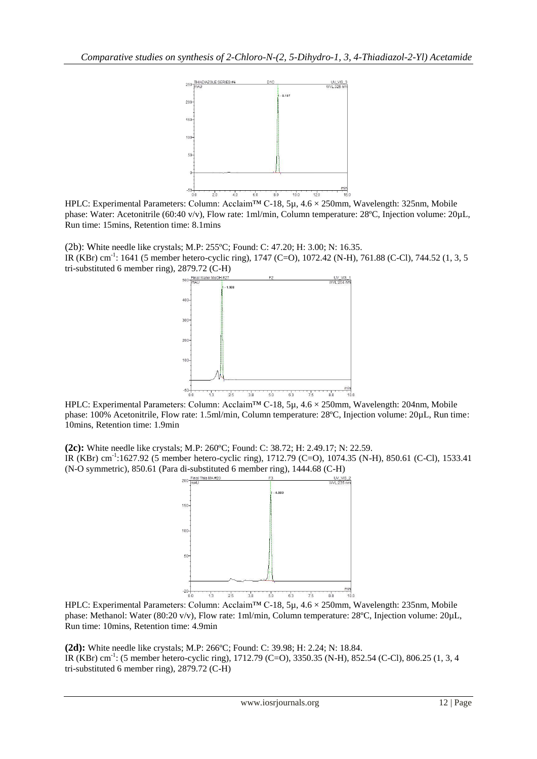HPLC: Experimental Parameters: Column: Acclaim™ C-18, 5μ, 4.6 × 250mm, Wavelength: 325nm, Mobile phase: Water: Acetonitrile (60:40 v/v), Flow rate: 1ml/min, Column temperature: 28ºC, Injection volume: 20μL, Run time: 15mins, Retention time: 8.1mins

(2b): White needle like crystals; M.P: 255ºC; Found: C: 47.20; H: 3.00; N: 16.35.
IR (KBr) $cm^{-1}$: 1641 (5 member hetero-cyclic ring), 1747 (C=O), 1072.42 (N-H), 761.88 (C-Cl), 744.52 (1, 3, 5 tri-substituted 6 member ring), 2879.72 (C-H)

HPLC: Experimental Parameters: Column: Acclaim™ C-18, 5μ, 4.6 × 250mm, Wavelength: 204nm, Mobile phase: 100% Acetonitrile, Flow rate: 1.5ml/min, Column temperature: 28ºC, Injection volume: 20μL, Run time: 10mins, Retention time: 1.9min

**(2c):** White needle like crystals; M.P: 260ºC; Found: C: 38.72; H: 2.49.17; N: 22.59.
IR (KBr) $cm^{-1}$:1627.92 (5 member hetero-cyclic ring), 1712.79 (C=O), 1074.35 (N-H), 850.61 (C-Cl), 1533.41 (N-O symmetric), 850.61 (Para di-substituted 6 member ring), 1444.68 (C-H)

HPLC: Experimental Parameters: Column: Acclaim™ C-18, 5μ, 4.6 × 250mm, Wavelength: 235nm, Mobile phase: Methanol: Water (80:20 v/v), Flow rate: 1ml/min, Column temperature: 28ºC, Injection volume: 20μL, Run time: 10mins, Retention time: 4.9min

**(2d):** White needle like crystals; M.P: 266ºC; Found: C: 39.98; H: 2.24; N: 18.84.
IR (KBr) $cm^{-1}$: (5 member hetero-cyclic ring), 1712.79 (C=O), 3350.35 (N-H), 852.54 (C-Cl), 806.25 (1, 3, 4 tri-substituted 6 member ring), 2879.72 (C-H)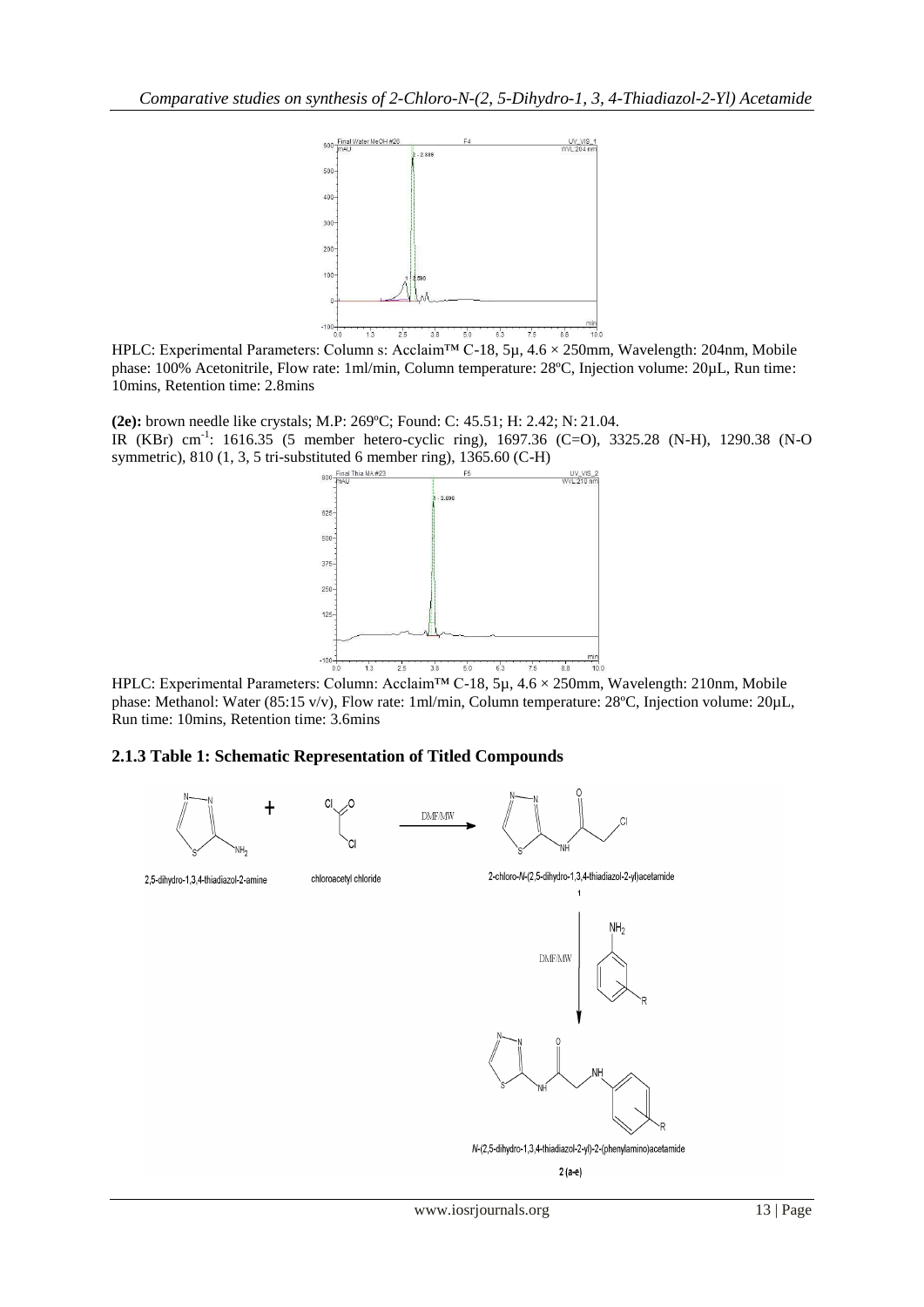HPLC: Experimental Parameters: Column s: Acclaim™ C-18, 5µ, 4.6 × 250mm, Wavelength: 204nm, Mobile phase: 100% Acetonitrile, Flow rate: 1ml/min, Column temperature: 28ºC, Injection volume: 20µL, Run time: 10mins, Retention time: 2.8mins

**(2e):** brown needle like crystals; M.P: 269ºC; Found: C: 45.51; H: 2.42; N: 21.04.

IR (KBr) $cm^{-1}$: 1616.35 (5 member hetero-cyclic ring), 1697.36 (C=O), 3325.28 (N-H), 1290.38 (N-O symmetric), 810 (1, 3, 5 tri-substituted 6 member ring), 1365.60 (C-H)

HPLC: Experimental Parameters: Column: Acclaim™ C-18, 5µ, 4.6 × 250mm, Wavelength: 210nm, Mobile phase: Methanol: Water (85:15 v/v), Flow rate: 1ml/min, Column temperature: 28ºC, Injection volume: 20µL, Run time: 10mins, Retention time: 3.6mins

### 2.1.3 Table 1: Schematic Representation of Titled Compounds

2,5-dihydro-1,3,4-thiadiazol-2-amine + chloroacetyl chloride → (DMF/MW) → 2-chloro-*N*-(2,5-dihydro-1,3,4-thiadiazol-2-yl)acetamide **1**

**1** → (DMF/MW, substituted aniline) → *N*-(2,5-dihydro-1,3,4-thiadiazol-2-yl)-2-(phenylamino)acetamide **2 (a-e)**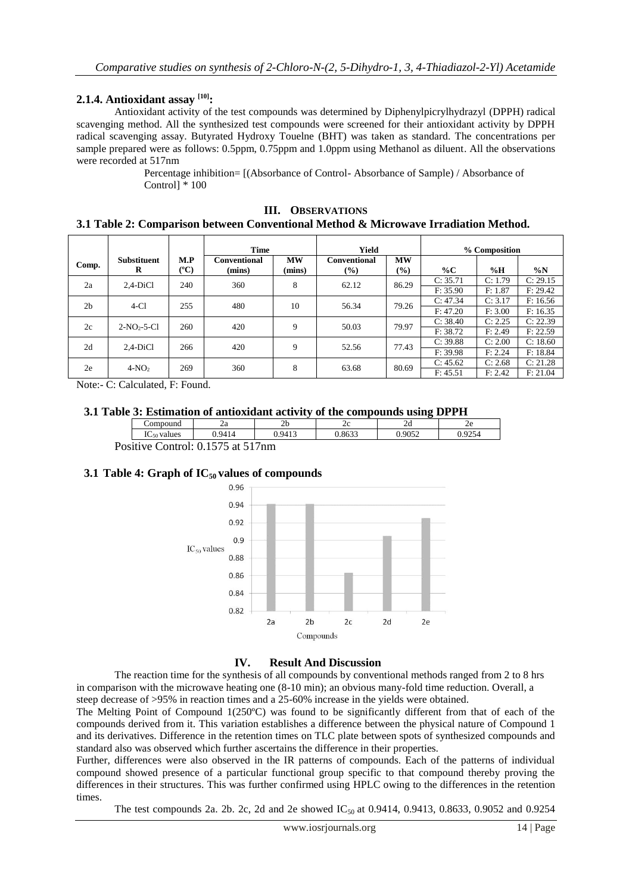### 2.1.4. Antioxidant assay [10]:

Antioxidant activity of the test compounds was determined by Diphenylpicrylhydrazyl (DPPH) radical scavenging method. All the synthesized test compounds were screened for their antioxidant activity by DPPH radical scavenging assay. Butyrated Hydroxy Touelne (BHT) was taken as standard. The concentrations per sample prepared were as follows: 0.5ppm, 0.75ppm and 1.0ppm using Methanol as diluent. All the observations were recorded at 517nm

Percentage inhibition= [(Absorbance of Control- Absorbance of Sample) / Absorbance of Control] * 100

## III. Observations

### 3.1 Table 2: Comparison between Conventional Method & Microwave Irradiation Method.

| Comp. | Substituent R | M.P (ºC) | Time | | Yield | | % Composition | | |
|---|---|---|---|---|---|---|---|---|---|
| | | | Conventional (mins) | MW (mins) | Conventional (%) | MW (%) | %C | %H | %N |
| 2a | 2,4-DiCl | 240 | 360 | 8 | 62.12 | 86.29 | C: 35.71 | C: 1.79 | C: 29.15 |
| | | | | | | | F: 35.90 | F: 1.87 | F: 29.42 |
| 2b | 4-Cl | 255 | 480 | 10 | 56.34 | 79.26 | C: 47.34 | C: 3.17 | F: 16.56 |
| | | | | | | | F: 47.20 | F: 3.00 | F: 16.35 |
| 2c | 2-$NO_2$-5-Cl | 260 | 420 | 9 | 50.03 | 79.97 | C: 38.40 | C: 2.25 | C: 22.39 |
| | | | | | | | F: 38.72 | F: 2.49 | F: 22.59 |
| 2d | 2,4-DiCl | 266 | 420 | 9 | 52.56 | 77.43 | C: 39.88 | C: 2.00 | C: 18.60 |
| | | | | | | | F: 39.98 | F: 2.24 | F: 18.84 |
| 2e | 4-$NO_2$ | 269 | 360 | 8 | 63.68 | 80.69 | C: 45.62 | C: 2.68 | C: 21.28 |
| | | | | | | | F: 45.51 | F: 2.42 | F: 21.04 |

Note:- C: Calculated, F: Found.

### 3.1 Table 3: Estimation of antioxidant activity of the compounds using DPPH

| Compound | 2a | 2b | 2c | 2d | 2e |
|---|---|---|---|---|---|
| $IC_{50}$ values | 0.9414 | 0.9413 | 0.8633 | 0.9052 | 0.9254 |

Positive Control: 0.1575 at 517nm

### 3.1 Table 4: Graph of $IC_{50}$ values of compounds

## IV. Result And Discussion

The reaction time for the synthesis of all compounds by conventional methods ranged from 2 to 8 hrs in comparison with the microwave heating one (8-10 min); an obvious many-fold time reduction. Overall, a steep decrease of >95% in reaction times and a 25-60% increase in the yields were obtained.

The Melting Point of Compound 1(250ºC) was found to be significantly different from that of each of the compounds derived from it. This variation establishes a difference between the physical nature of Compound 1 and its derivatives. Difference in the retention times on TLC plate between spots of synthesized compounds and standard also was observed which further ascertains the difference in their properties.

Further, differences were also observed in the IR patterns of compounds. Each of the patterns of individual compound showed presence of a particular functional group specific to that compound thereby proving the differences in their structures. This was further confirmed using HPLC owing to the differences in the retention times.

The test compounds 2a. 2b. 2c, 2d and 2e showed $IC_{50}$ at 0.9414, 0.9413, 0.8633, 0.9052 and 0.9254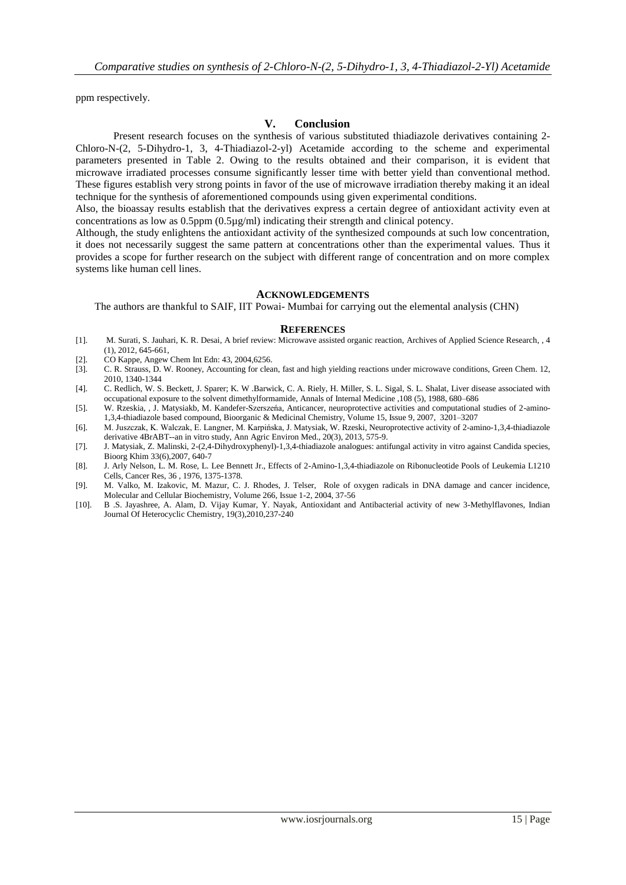ppm respectively.

## V. Conclusion

Present research focuses on the synthesis of various substituted thiadiazole derivatives containing 2-Chloro-N-(2, 5-Dihydro-1, 3, 4-Thiadiazol-2-yl) Acetamide according to the scheme and experimental parameters presented in Table 2. Owing to the results obtained and their comparison, it is evident that microwave irradiated processes consume significantly lesser time with better yield than conventional method. These figures establish very strong points in favor of the use of microwave irradiation thereby making it an ideal technique for the synthesis of aforementioned compounds using given experimental conditions.

Also, the bioassay results establish that the derivatives express a certain degree of antioxidant activity even at concentrations as low as 0.5ppm (0.5µg/ml) indicating their strength and clinical potency.

Although, the study enlightens the antioxidant activity of the synthesized compounds at such low concentration, it does not necessarily suggest the same pattern at concentrations other than the experimental values. Thus it provides a scope for further research on the subject with different range of concentration and on more complex systems like human cell lines.

### Acknowledgements

The authors are thankful to SAIF, IIT Powai- Mumbai for carrying out the elemental analysis (CHN)

### References

[1]. M. Surati, S. Jauhari, K. R. Desai, A brief review: Microwave assisted organic reaction, Archives of Applied Science Research, , 4 (1), 2012, 645-661,

[2]. CO Kappe, Angew Chem Int Edn: 43, 2004,6256.

[3]. C. R. Strauss, D. W. Rooney, Accounting for clean, fast and high yielding reactions under microwave conditions, Green Chem. 12, 2010, 1340-1344

[4]. C. Redlich, W. S. Beckett, J. Sparer; K. W .Barwick, C. A. Riely, H. Miller, S. L. Sigal, S. L. Shalat, Liver disease associated with occupational exposure to the solvent dimethylformamide, Annals of Internal Medicine ,108 (5), 1988, 680–686

[5]. W. Rzeskia, , J. Matysiakb, M. Kandefer-Szerszeńa, Anticancer, neuroprotective activities and computational studies of 2-amino-1,3,4-thiadiazole based compound, Bioorganic & Medicinal Chemistry, Volume 15, Issue 9, 2007, 3201–3207

[6]. M. Juszczak, K. Walczak, E. Langner, M. Karpińska, J. Matysiak, W. Rzeski, Neuroprotective activity of 2-amino-1,3,4-thiadiazole derivative 4BrABT--an in vitro study, Ann Agric Environ Med., 20(3), 2013, 575-9.

[7]. J. Matysiak, Z. Malinski, 2-(2,4-Dihydroxyphenyl)-1,3,4-thiadiazole analogues: antifungal activity in vitro against Candida species, Bioorg Khim 33(6),2007, 640-7

[8]. J. Arly Nelson, L. M. Rose, L. Lee Bennett Jr., Effects of 2-Amino-1,3,4-thiadiazole on Ribonucleotide Pools of Leukemia L1210 Cells, Cancer Res, 36 , 1976, 1375-1378.

[9]. M. Valko, M. Izakovic, M. Mazur, C. J. Rhodes, J. Telser, Role of oxygen radicals in DNA damage and cancer incidence, Molecular and Cellular Biochemistry, Volume 266, Issue 1-2, 2004, 37-56

[10]. B .S. Jayashree, A. Alam, D. Vijay Kumar, Y. Nayak, Antioxidant and Antibacterial activity of new 3-Methylflavones, Indian Journal Of Heterocyclic Chemistry, 19(3),2010,237-240